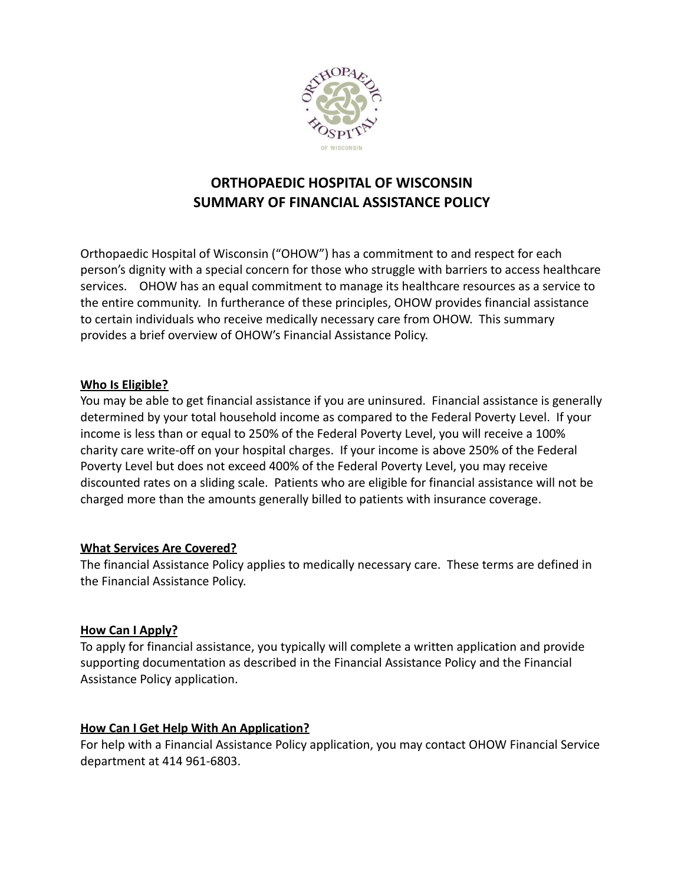# ORTHOPAEDIC HOSPITAL OF WISCONSIN
# SUMMARY OF FINANCIAL ASSISTANCE POLICY

Orthopaedic Hospital of Wisconsin ("OHOW") has a commitment to and respect for each person's dignity with a special concern for those who struggle with barriers to access healthcare services. OHOW has an equal commitment to manage its healthcare resources as a service to the entire community. In furtherance of these principles, OHOW provides financial assistance to certain individuals who receive medically necessary care from OHOW. This summary provides a brief overview of OHOW's Financial Assistance Policy.

## Who Is Eligible?

You may be able to get financial assistance if you are uninsured. Financial assistance is generally determined by your total household income as compared to the Federal Poverty Level. If your income is less than or equal to 250% of the Federal Poverty Level, you will receive a 100% charity care write-off on your hospital charges. If your income is above 250% of the Federal Poverty Level but does not exceed 400% of the Federal Poverty Level, you may receive discounted rates on a sliding scale. Patients who are eligible for financial assistance will not be charged more than the amounts generally billed to patients with insurance coverage.

## What Services Are Covered?

The financial Assistance Policy applies to medically necessary care. These terms are defined in the Financial Assistance Policy.

## How Can I Apply?

To apply for financial assistance, you typically will complete a written application and provide supporting documentation as described in the Financial Assistance Policy and the Financial Assistance Policy application.

## How Can I Get Help With An Application?

For help with a Financial Assistance Policy application, you may contact OHOW Financial Service department at 414 961-6803.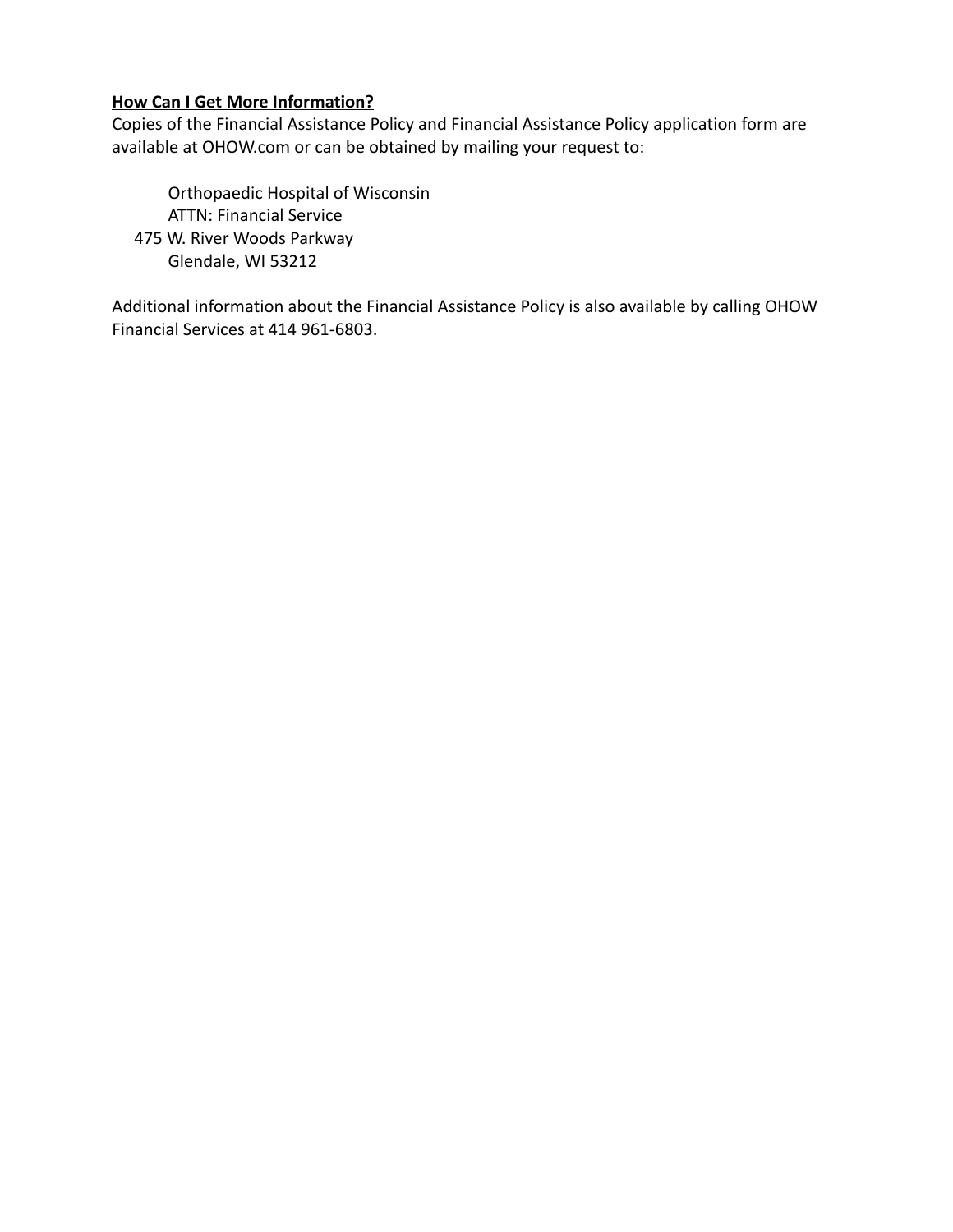**<u>How Can I Get More Information?</u>**

Copies of the Financial Assistance Policy and Financial Assistance Policy application form are available at OHOW.com or can be obtained by mailing your request to:

Orthopaedic Hospital of Wisconsin
ATTN: Financial Service
475 W. River Woods Parkway
Glendale, WI 53212

Additional information about the Financial Assistance Policy is also available by calling OHOW Financial Services at 414 961-6803.